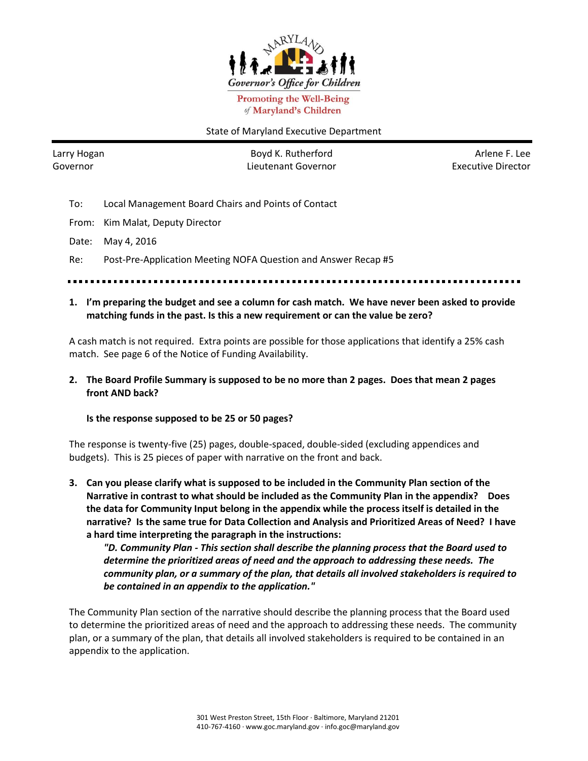Governor's Office for Children

Promoting the Well-Being of Maryland's Children

State of Maryland Executive Department

Larry Hogan
Governor

Boyd K. Rutherford
Lieutenant Governor

Arlene F. Lee
Executive Director

To: Local Management Board Chairs and Points of Contact

From: Kim Malat, Deputy Director

Date: May 4, 2016

Re: Post-Pre-Application Meeting NOFA Question and Answer Recap #5

---

**1. I'm preparing the budget and see a column for cash match. We have never been asked to provide matching funds in the past. Is this a new requirement or can the value be zero?**

A cash match is not required. Extra points are possible for those applications that identify a 25% cash match. See page 6 of the Notice of Funding Availability.

**2. The Board Profile Summary is supposed to be no more than 2 pages. Does that mean 2 pages front AND back?**

**Is the response supposed to be 25 or 50 pages?**

The response is twenty-five (25) pages, double-spaced, double-sided (excluding appendices and budgets). This is 25 pieces of paper with narrative on the front and back.

**3. Can you please clarify what is supposed to be included in the Community Plan section of the Narrative in contrast to what should be included as the Community Plan in the appendix? Does the data for Community Input belong in the appendix while the process itself is detailed in the narrative? Is the same true for Data Collection and Analysis and Prioritized Areas of Need? I have a hard time interpreting the paragraph in the instructions:**

***"D. Community Plan - This section shall describe the planning process that the Board used to determine the prioritized areas of need and the approach to addressing these needs. The community plan, or a summary of the plan, that details all involved stakeholders is required to be contained in an appendix to the application."***

The Community Plan section of the narrative should describe the planning process that the Board used to determine the prioritized areas of need and the approach to addressing these needs. The community plan, or a summary of the plan, that details all involved stakeholders is required to be contained in an appendix to the application.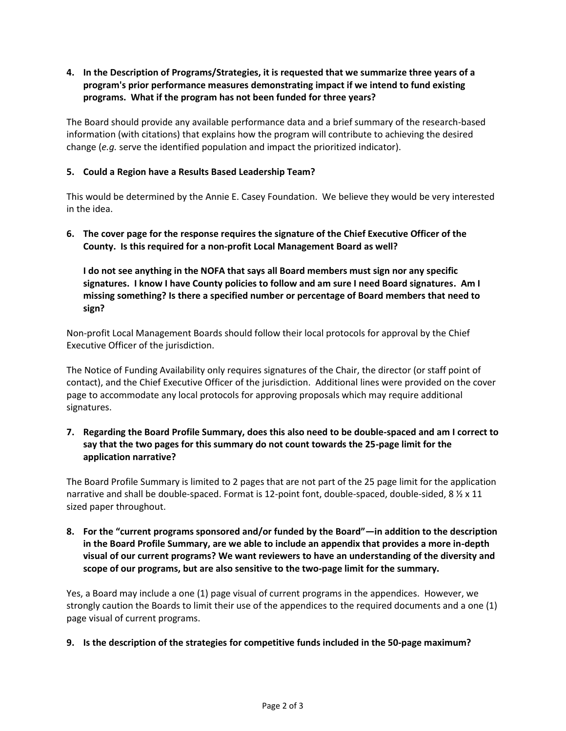**4. In the Description of Programs/Strategies, it is requested that we summarize three years of a program's prior performance measures demonstrating impact if we intend to fund existing programs. What if the program has not been funded for three years?**

The Board should provide any available performance data and a brief summary of the research-based information (with citations) that explains how the program will contribute to achieving the desired change (*e.g.* serve the identified population and impact the prioritized indicator).

**5. Could a Region have a Results Based Leadership Team?**

This would be determined by the Annie E. Casey Foundation. We believe they would be very interested in the idea.

**6. The cover page for the response requires the signature of the Chief Executive Officer of the County. Is this required for a non-profit Local Management Board as well?**

**I do not see anything in the NOFA that says all Board members must sign nor any specific signatures. I know I have County policies to follow and am sure I need Board signatures. Am I missing something? Is there a specified number or percentage of Board members that need to sign?**

Non-profit Local Management Boards should follow their local protocols for approval by the Chief Executive Officer of the jurisdiction.

The Notice of Funding Availability only requires signatures of the Chair, the director (or staff point of contact), and the Chief Executive Officer of the jurisdiction. Additional lines were provided on the cover page to accommodate any local protocols for approving proposals which may require additional signatures.

**7. Regarding the Board Profile Summary, does this also need to be double-spaced and am I correct to say that the two pages for this summary do not count towards the 25-page limit for the application narrative?**

The Board Profile Summary is limited to 2 pages that are not part of the 25 page limit for the application narrative and shall be double-spaced. Format is 12-point font, double-spaced, double-sided, 8 ½ x 11 sized paper throughout.

**8. For the "current programs sponsored and/or funded by the Board"—in addition to the description in the Board Profile Summary, are we able to include an appendix that provides a more in-depth visual of our current programs? We want reviewers to have an understanding of the diversity and scope of our programs, but are also sensitive to the two-page limit for the summary.**

Yes, a Board may include a one (1) page visual of current programs in the appendices. However, we strongly caution the Boards to limit their use of the appendices to the required documents and a one (1) page visual of current programs.

**9. Is the description of the strategies for competitive funds included in the 50-page maximum?**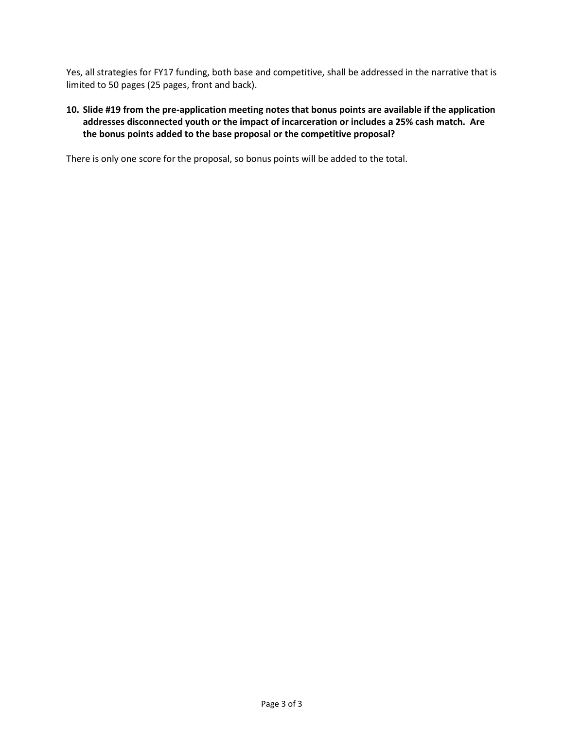Yes, all strategies for FY17 funding, both base and competitive, shall be addressed in the narrative that is limited to 50 pages (25 pages, front and back).

10. **Slide #19 from the pre-application meeting notes that bonus points are available if the application addresses disconnected youth or the impact of incarceration or includes a 25% cash match. Are the bonus points added to the base proposal or the competitive proposal?**

There is only one score for the proposal, so bonus points will be added to the total.